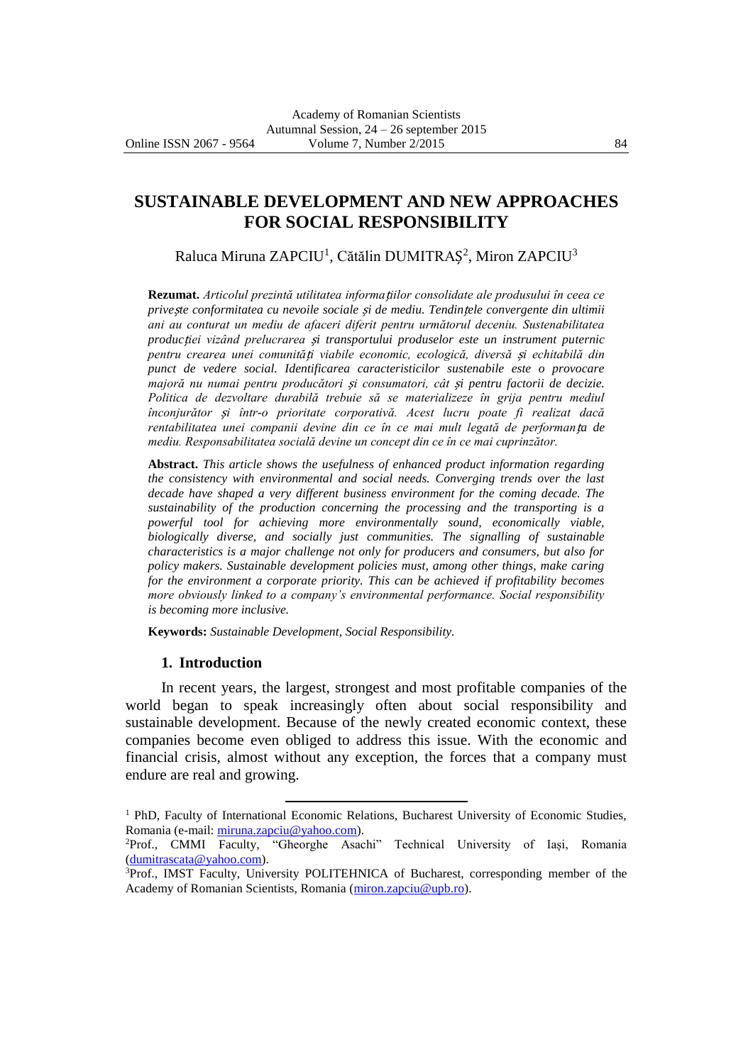# SUSTAINABLE DEVELOPMENT AND NEW APPROACHES FOR SOCIAL RESPONSIBILITY

Raluca Miruna ZAPCIU[1], Cătălin DUMITRAȘ[2], Miron ZAPCIU[3]

**Rezumat.** *Articolul prezintă utilitatea informațiilor consolidate ale produsului în ceea ce privește conformitatea cu nevoile sociale și de mediu. Tendințele convergente din ultimii ani au conturat un mediu de afaceri diferit pentru următorul deceniu. Sustenabilitatea producției vizând prelucrarea și transportului produselor este un instrument puternic pentru crearea unei comunități viabile economic, ecologică, diversă și echitabilă din punct de vedere social. Identificarea caracteristicilor sustenabile este o provocare majoră nu numai pentru producători și consumatori, cât și pentru factorii de decizie. Politica de dezvoltare durabilă trebuie să se materializeze în grija pentru mediul înconjurător și într-o prioritate corporativă. Acest lucru poate fi realizat dacă rentabilitatea unei companii devine din ce în ce mai mult legată de performanța de mediu. Responsabilitatea socială devine un concept din ce în ce mai cuprinzător.*

**Abstract.** *This article shows the usefulness of enhanced product information regarding the consistency with environmental and social needs. Converging trends over the last decade have shaped a very different business environment for the coming decade. The sustainability of the production concerning the processing and the transporting is a powerful tool for achieving more environmentally sound, economically viable, biologically diverse, and socially just communities. The signalling of sustainable characteristics is a major challenge not only for producers and consumers, but also for policy makers. Sustainable development policies must, among other things, make caring for the environment a corporate priority. This can be achieved if profitability becomes more obviously linked to a company's environmental performance. Social responsibility is becoming more inclusive.*

**Keywords:** *Sustainable Development, Social Responsibility.*

## 1. Introduction

In recent years, the largest, strongest and most profitable companies of the world began to speak increasingly often about social responsibility and sustainable development. Because of the newly created economic context, these companies become even obliged to address this issue. With the economic and financial crisis, almost without any exception, the forces that a company must endure are real and growing.

---

[1] PhD, Faculty of International Economic Relations, Bucharest University of Economic Studies, Romania (e-mail: miruna.zapciu@yahoo.com).

[2] Prof., CMMI Faculty, "Gheorghe Asachi" Technical University of Iași, Romania (dumitrascata@yahoo.com).

[3] Prof., IMST Faculty, University POLITEHNICA of Bucharest, corresponding member of the Academy of Romanian Scientists, Romania (miron.zapciu@upb.ro).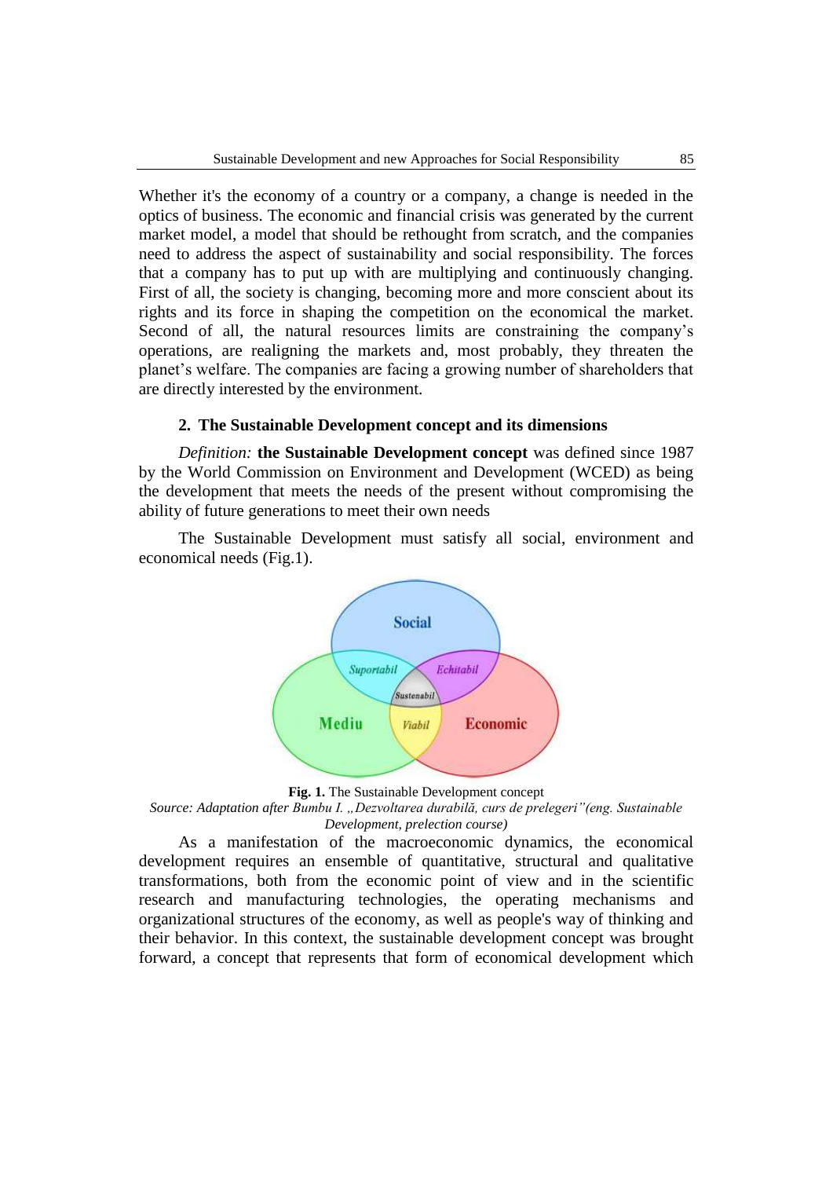Whether it's the economy of a country or a company, a change is needed in the optics of business. The economic and financial crisis was generated by the current market model, a model that should be rethought from scratch, and the companies need to address the aspect of sustainability and social responsibility. The forces that a company has to put up with are multiplying and continuously changing. First of all, the society is changing, becoming more and more conscient about its rights and its force in shaping the competition on the economical the market. Second of all, the natural resources limits are constraining the company's operations, are realigning the markets and, most probably, they threaten the planet's welfare. The companies are facing a growing number of shareholders that are directly interested by the environment.

## 2. The Sustainable Development concept and its dimensions

*Definition:* **the Sustainable Development concept** was defined since 1987 by the World Commission on Environment and Development (WCED) as being the development that meets the needs of the present without compromising the ability of future generations to meet their own needs

The Sustainable Development must satisfy all social, environment and economical needs (Fig.1).

Social

Suportabil

Echitabil

Sustenabil

Mediu

Viabil

Economic

**Fig. 1.** The Sustainable Development concept

*Source: Adaptation after Bumbu I. „Dezvoltarea durabilă, curs de prelegeri"(eng. Sustainable Development, prelection course)*

As a manifestation of the macroeconomic dynamics, the economical development requires an ensemble of quantitative, structural and qualitative transformations, both from the economic point of view and in the scientific research and manufacturing technologies, the operating mechanisms and organizational structures of the economy, as well as people's way of thinking and their behavior. In this context, the sustainable development concept was brought forward, a concept that represents that form of economical development which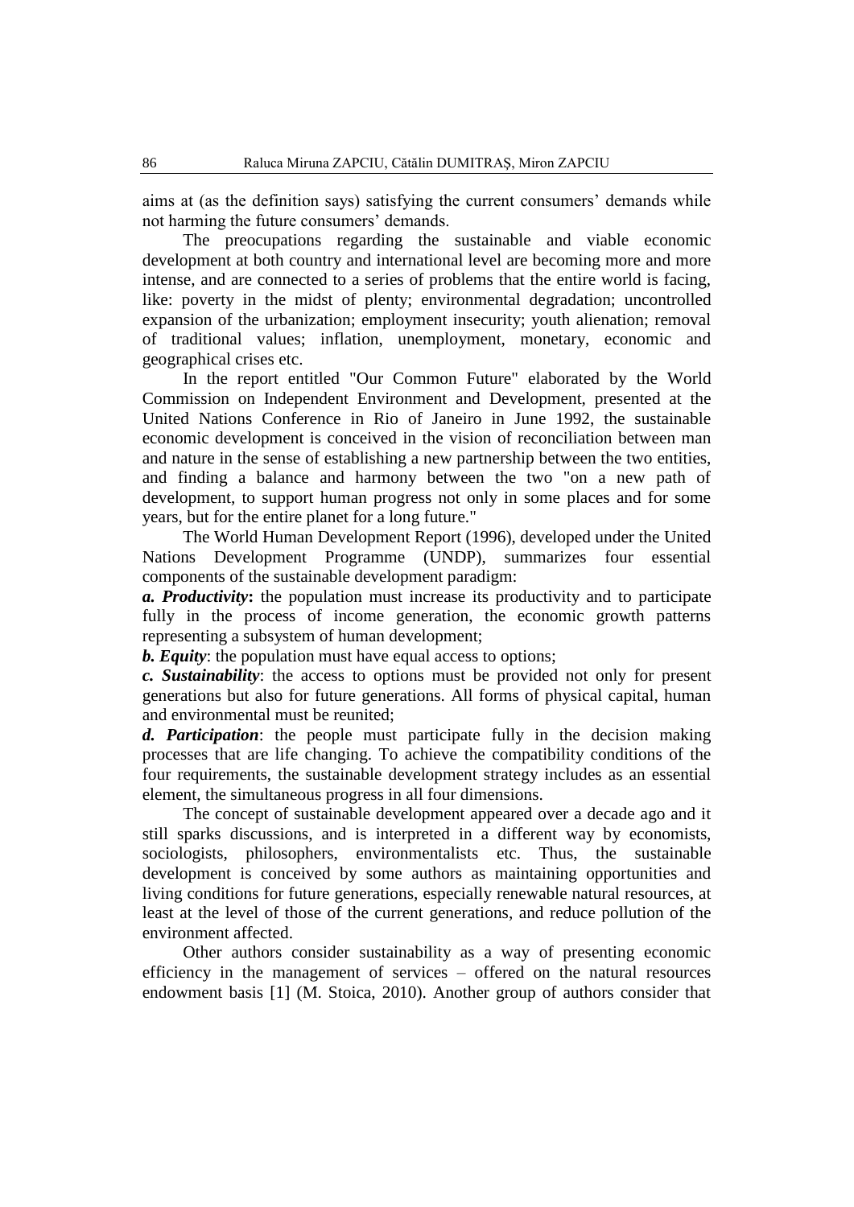aims at (as the definition says) satisfying the current consumers' demands while not harming the future consumers' demands.

The preoccupations regarding the sustainable and viable economic development at both country and international level are becoming more and more intense, and are connected to a series of problems that the entire world is facing, like: poverty in the midst of plenty; environmental degradation; uncontrolled expansion of the urbanization; employment insecurity; youth alienation; removal of traditional values; inflation, unemployment, monetary, economic and geographical crises etc.

In the report entitled "Our Common Future" elaborated by the World Commission on Independent Environment and Development, presented at the United Nations Conference in Rio of Janeiro in June 1992, the sustainable economic development is conceived in the vision of reconciliation between man and nature in the sense of establishing a new partnership between the two entities, and finding a balance and harmony between the two "on a new path of development, to support human progress not only in some places and for some years, but for the entire planet for a long future."

The World Human Development Report (1996), developed under the United Nations Development Programme (UNDP), summarizes four essential components of the sustainable development paradigm:

***a. Productivity*:** the population must increase its productivity and to participate fully in the process of income generation, the economic growth patterns representing a subsystem of human development;

***b. Equity***: the population must have equal access to options;

***c. Sustainability***: the access to options must be provided not only for present generations but also for future generations. All forms of physical capital, human and environmental must be reunited;

***d. Participation***: the people must participate fully in the decision making processes that are life changing. To achieve the compatibility conditions of the four requirements, the sustainable development strategy includes as an essential element, the simultaneous progress in all four dimensions.

The concept of sustainable development appeared over a decade ago and it still sparks discussions, and is interpreted in a different way by economists, sociologists, philosophers, environmentalists etc. Thus, the sustainable development is conceived by some authors as maintaining opportunities and living conditions for future generations, especially renewable natural resources, at least at the level of those of the current generations, and reduce pollution of the environment affected.

Other authors consider sustainability as a way of presenting economic efficiency in the management of services – offered on the natural resources endowment basis [1] (M. Stoica, 2010). Another group of authors consider that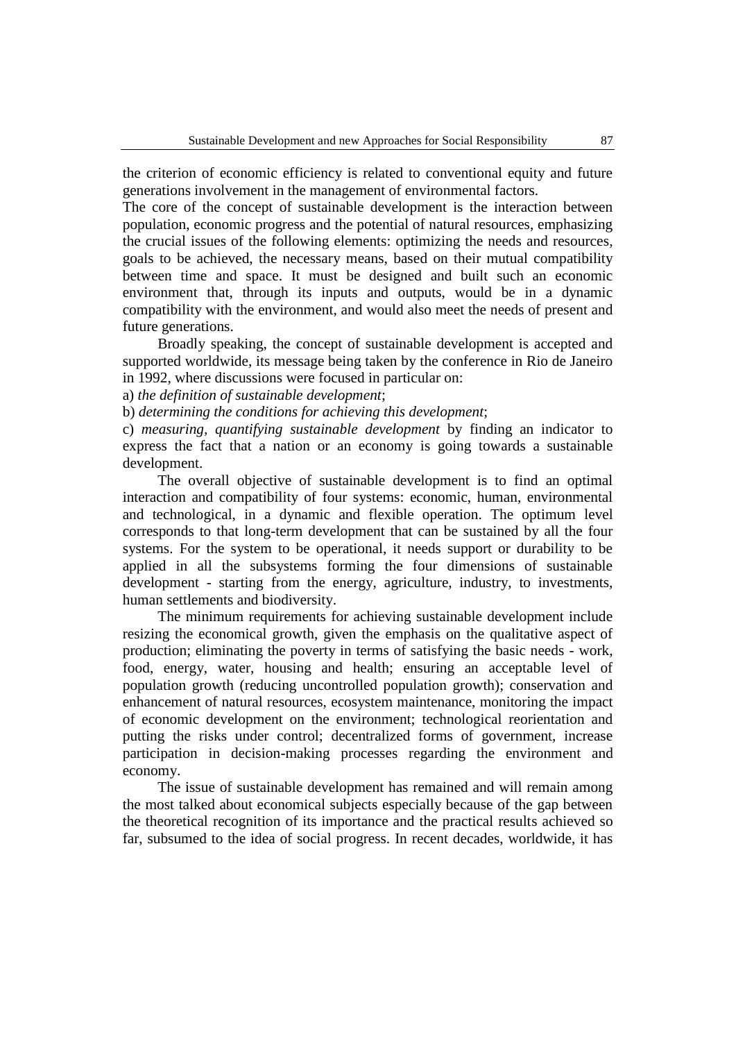the criterion of economic efficiency is related to conventional equity and future generations involvement in the management of environmental factors.

The core of the concept of sustainable development is the interaction between population, economic progress and the potential of natural resources, emphasizing the crucial issues of the following elements: optimizing the needs and resources, goals to be achieved, the necessary means, based on their mutual compatibility between time and space. It must be designed and built such an economic environment that, through its inputs and outputs, would be in a dynamic compatibility with the environment, and would also meet the needs of present and future generations.

Broadly speaking, the concept of sustainable development is accepted and supported worldwide, its message being taken by the conference in Rio de Janeiro in 1992, where discussions were focused in particular on:

a) *the definition of sustainable development*;

b) *determining the conditions for achieving this development*;

c) *measuring, quantifying sustainable development* by finding an indicator to express the fact that a nation or an economy is going towards a sustainable development.

The overall objective of sustainable development is to find an optimal interaction and compatibility of four systems: economic, human, environmental and technological, in a dynamic and flexible operation. The optimum level corresponds to that long-term development that can be sustained by all the four systems. For the system to be operational, it needs support or durability to be applied in all the subsystems forming the four dimensions of sustainable development - starting from the energy, agriculture, industry, to investments, human settlements and biodiversity.

The minimum requirements for achieving sustainable development include resizing the economical growth, given the emphasis on the qualitative aspect of production; eliminating the poverty in terms of satisfying the basic needs - work, food, energy, water, housing and health; ensuring an acceptable level of population growth (reducing uncontrolled population growth); conservation and enhancement of natural resources, ecosystem maintenance, monitoring the impact of economic development on the environment; technological reorientation and putting the risks under control; decentralized forms of government, increase participation in decision-making processes regarding the environment and economy.

The issue of sustainable development has remained and will remain among the most talked about economical subjects especially because of the gap between the theoretical recognition of its importance and the practical results achieved so far, subsumed to the idea of social progress. In recent decades, worldwide, it has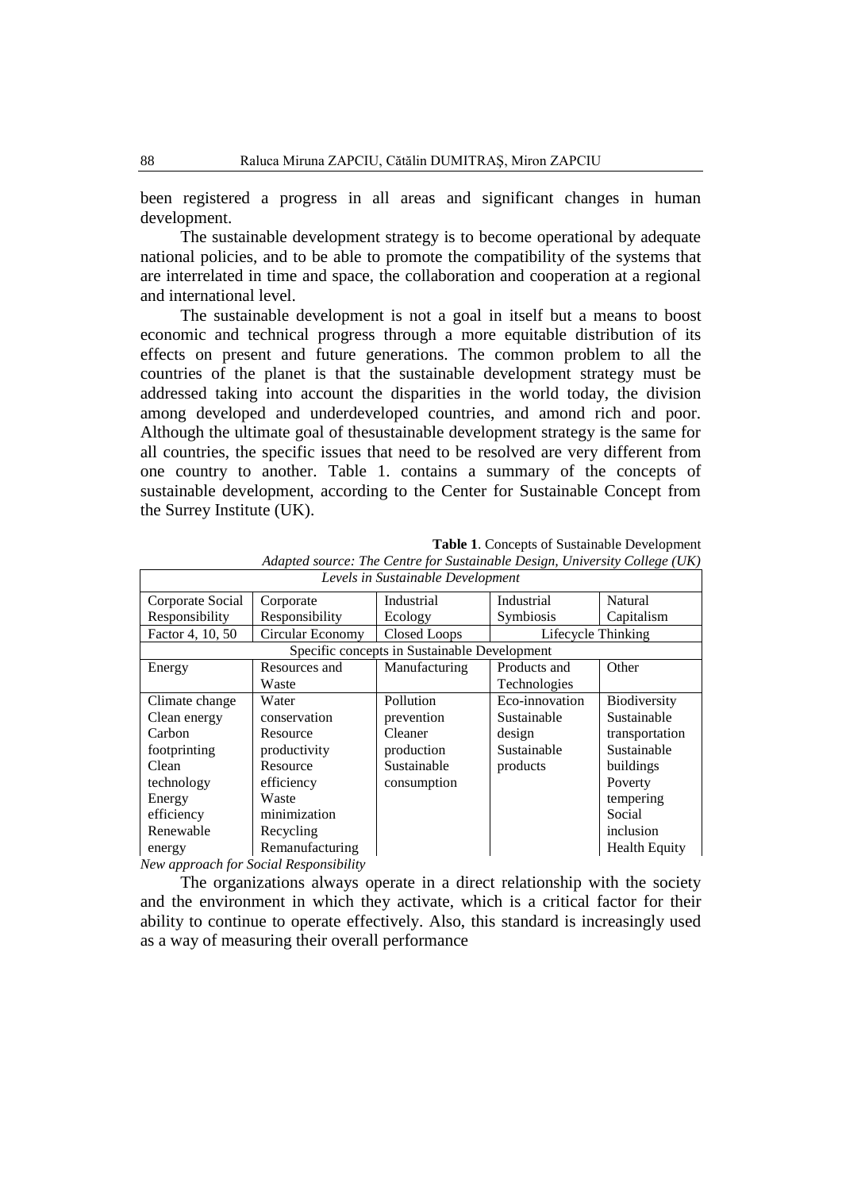been registered a progress in all areas and significant changes in human development.

The sustainable development strategy is to become operational by adequate national policies, and to be able to promote the compatibility of the systems that are interrelated in time and space, the collaboration and cooperation at a regional and international level.

The sustainable development is not a goal in itself but a means to boost economic and technical progress through a more equitable distribution of its effects on present and future generations. The common problem to all the countries of the planet is that the sustainable development strategy must be addressed taking into account the disparities in the world today, the division among developed and underdeveloped countries, and amond rich and poor. Although the ultimate goal of thesustainable development strategy is the same for all countries, the specific issues that need to be resolved are very different from one country to another. Table 1. contains a summary of the concepts of sustainable development, according to the Center for Sustainable Concept from the Surrey Institute (UK).

**Table 1**. Concepts of Sustainable Development

*Adapted source: The Centre for Sustainable Design, University College (UK)*

| *Levels in Sustainable Development* | | | | |
|---|---|---|---|---|
| Corporate Social Responsibility | Corporate Responsibility | Industrial Ecology | Industrial Symbiosis | Natural Capitalism |
| Factor 4, 10, 50 | Circular Economy | Closed Loops | Lifecycle Thinking | |
| Specific concepts in Sustainable Development | | | | |
| Energy | Resources and Waste | Manufacturing | Products and Technologies | Other |
| Climate change<br>Clean energy<br>Carbon footprinting<br>Clean technology<br>Energy efficiency<br>Renewable energy | Water conservation<br>Resource productivity<br>Resource efficiency<br>Waste minimization<br>Recycling<br>Remanufacturing | Pollution prevention<br>Cleaner production<br>Sustainable consumption | Eco-innovation<br>Sustainable design<br>Sustainable products | Biodiversity<br>Sustainable transportation<br>Sustainable buildings<br>Poverty tempering<br>Social inclusion<br>Health Equity |

*New approach for Social Responsibility*

The organizations always operate in a direct relationship with the society and the environment in which they activate, which is a critical factor for their ability to continue to operate effectively. Also, this standard is increasingly used as a way of measuring their overall performance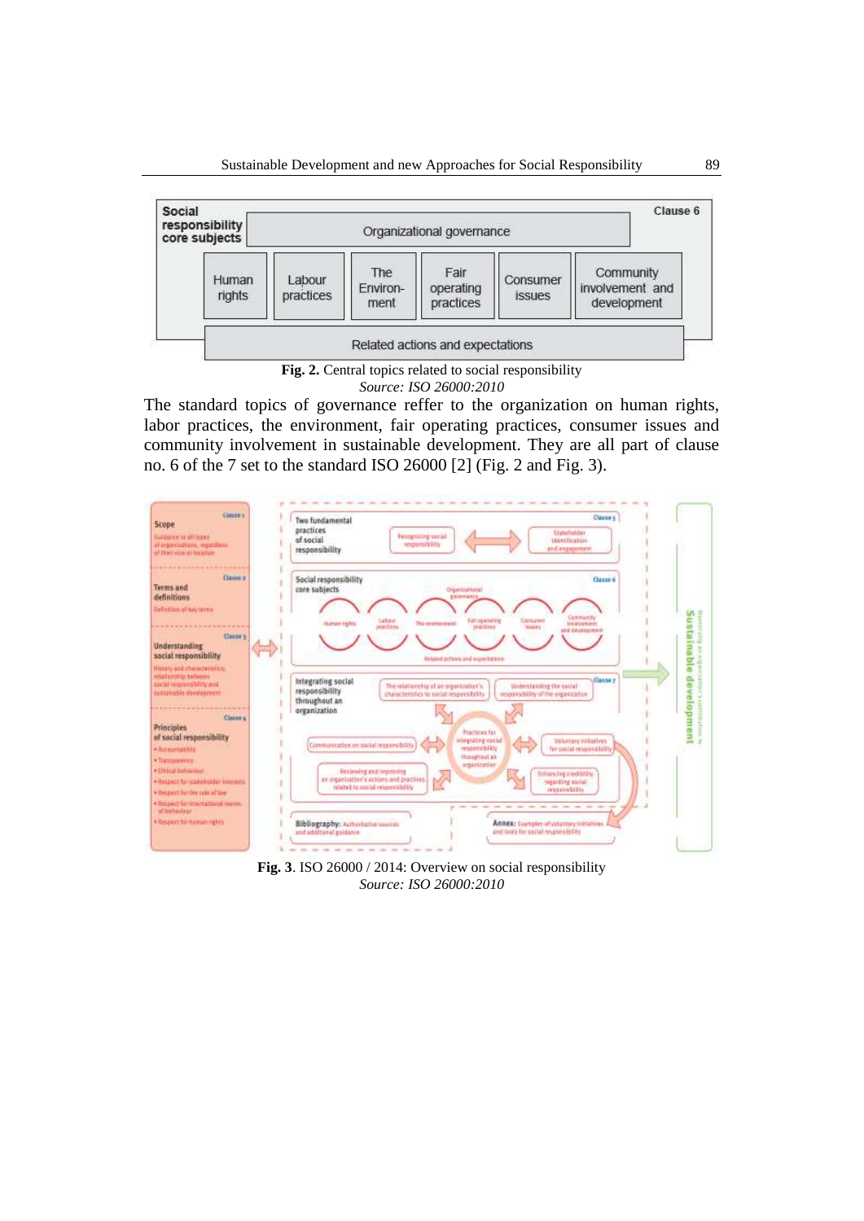| Social responsibility core subjects | | | | | | Clause 6 |
|---|---|---|---|---|---|---|
| Organizational governance | | | | | | |
| Human rights | Labour practices | The Environ-ment | Fair operating practices | Consumer issues | Community involvement and development | |
| Related actions and expectations | | | | | | |

**Fig. 2.** Central topics related to social responsibility
*Source: ISO 26000:2010*

The standard topics of governance reffer to the organization on human rights, labor practices, the environment, fair operating practices, consumer issues and community involvement in sustainable development. They are all part of clause no. 6 of the 7 set to the standard ISO 26000 [2] (Fig. 2 and Fig. 3).

**Fig. 3**. ISO 26000 / 2014: Overview on social responsibility
*Source: ISO 26000:2010*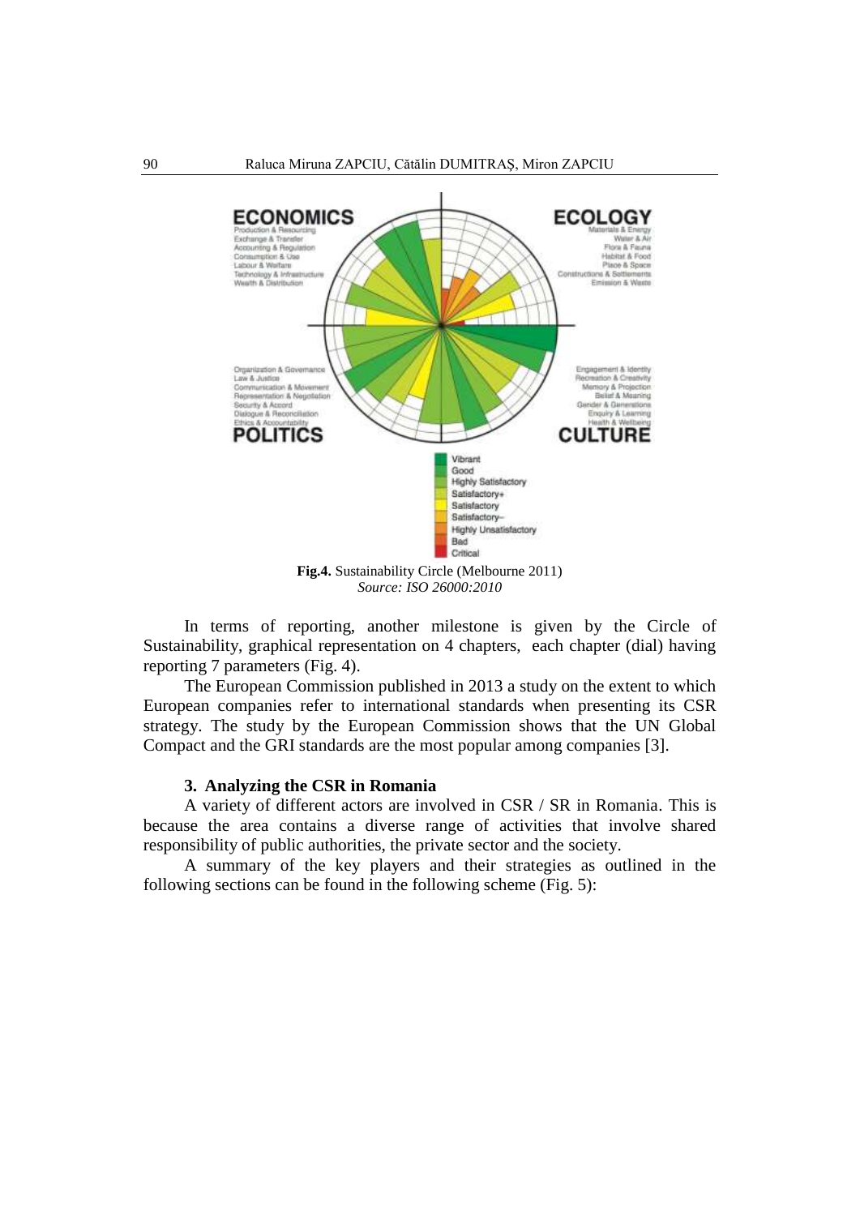**Fig.4.** Sustainability Circle (Melbourne 2011)
*Source: ISO 26000:2010*

In terms of reporting, another milestone is given by the Circle of Sustainability, graphical representation on 4 chapters, each chapter (dial) having reporting 7 parameters (Fig. 4).

The European Commission published in 2013 a study on the extent to which European companies refer to international standards when presenting its CSR strategy. The study by the European Commission shows that the UN Global Compact and the GRI standards are the most popular among companies [3].

### 3. Analyzing the CSR in Romania

A variety of different actors are involved in CSR / SR in Romania. This is because the area contains a diverse range of activities that involve shared responsibility of public authorities, the private sector and the society.

A summary of the key players and their strategies as outlined in the following sections can be found in the following scheme (Fig. 5):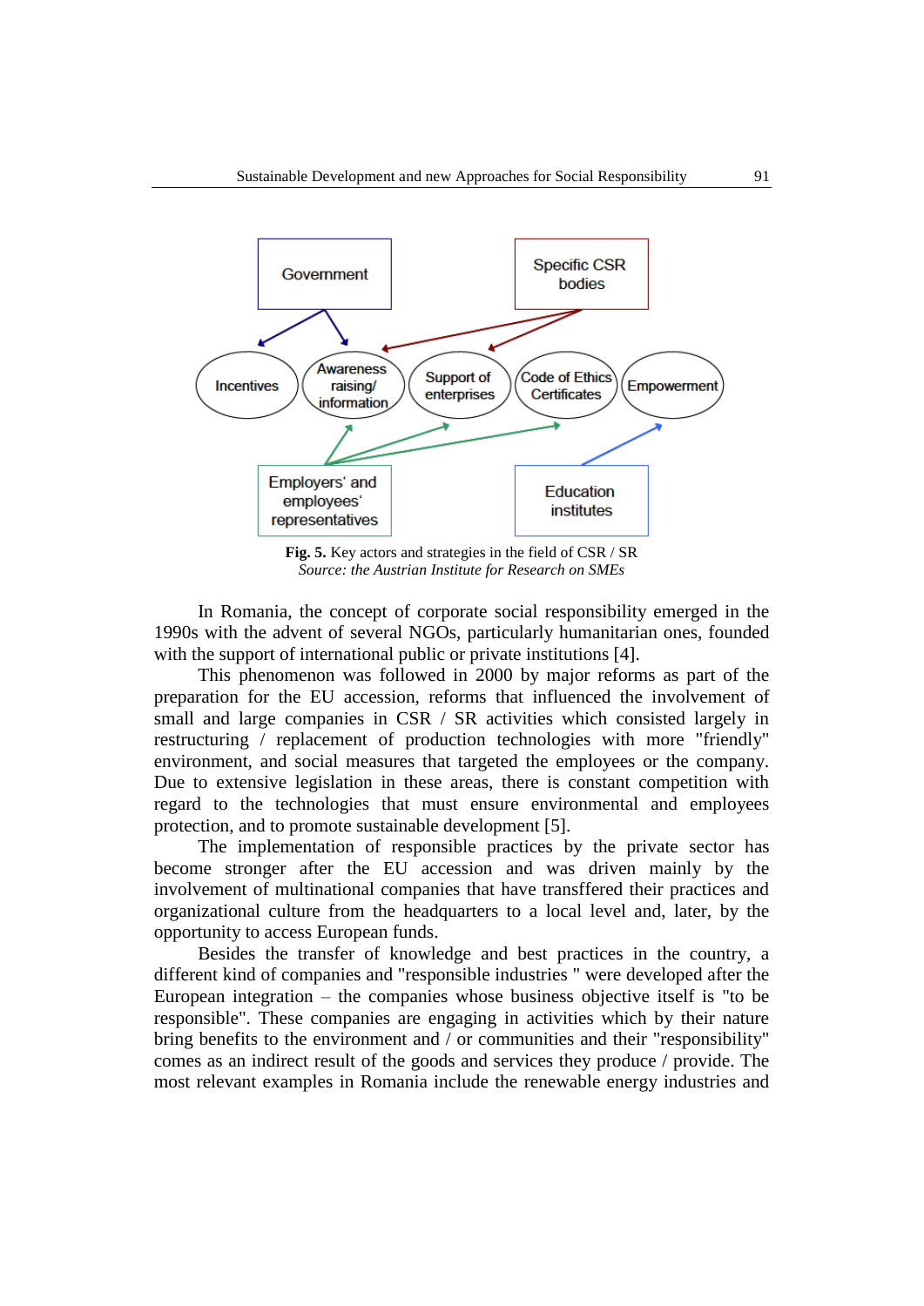**Fig. 5.** Key actors and strategies in the field of CSR / SR
*Source: the Austrian Institute for Research on SMEs*

In Romania, the concept of corporate social responsibility emerged in the 1990s with the advent of several NGOs, particularly humanitarian ones, founded with the support of international public or private institutions [4].

This phenomenon was followed in 2000 by major reforms as part of the preparation for the EU accession, reforms that influenced the involvement of small and large companies in CSR / SR activities which consisted largely in restructuring / replacement of production technologies with more "friendly" environment, and social measures that targeted the employees or the company. Due to extensive legislation in these areas, there is constant competition with regard to the technologies that must ensure environmental and employees protection, and to promote sustainable development [5].

The implementation of responsible practices by the private sector has become stronger after the EU accession and was driven mainly by the involvement of multinational companies that have transffered their practices and organizational culture from the headquarters to a local level and, later, by the opportunity to access European funds.

Besides the transfer of knowledge and best practices in the country, a different kind of companies and "responsible industries " were developed after the European integration – the companies whose business objective itself is "to be responsible". These companies are engaging in activities which by their nature bring benefits to the environment and / or communities and their "responsibility" comes as an indirect result of the goods and services they produce / provide. The most relevant examples in Romania include the renewable energy industries and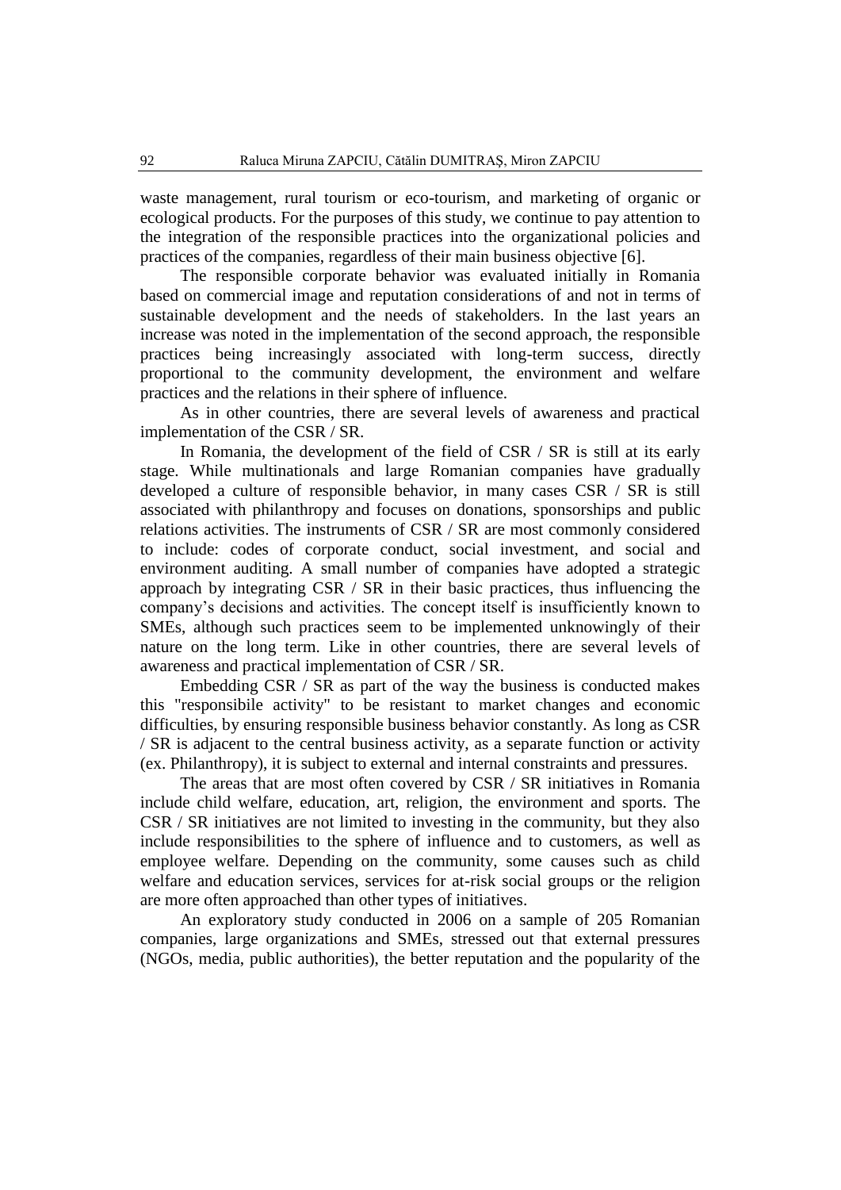waste management, rural tourism or eco-tourism, and marketing of organic or ecological products. For the purposes of this study, we continue to pay attention to the integration of the responsible practices into the organizational policies and practices of the companies, regardless of their main business objective [6].

The responsible corporate behavior was evaluated initially in Romania based on commercial image and reputation considerations of and not in terms of sustainable development and the needs of stakeholders. In the last years an increase was noted in the implementation of the second approach, the responsible practices being increasingly associated with long-term success, directly proportional to the community development, the environment and welfare practices and the relations in their sphere of influence.

As in other countries, there are several levels of awareness and practical implementation of the CSR / SR.

In Romania, the development of the field of CSR / SR is still at its early stage. While multinationals and large Romanian companies have gradually developed a culture of responsible behavior, in many cases CSR / SR is still associated with philanthropy and focuses on donations, sponsorships and public relations activities. The instruments of CSR / SR are most commonly considered to include: codes of corporate conduct, social investment, and social and environment auditing. A small number of companies have adopted a strategic approach by integrating CSR / SR in their basic practices, thus influencing the company's decisions and activities. The concept itself is insufficiently known to SMEs, although such practices seem to be implemented unknowingly of their nature on the long term. Like in other countries, there are several levels of awareness and practical implementation of CSR / SR.

Embedding CSR / SR as part of the way the business is conducted makes this "responsibile activity" to be resistant to market changes and economic difficulties, by ensuring responsible business behavior constantly. As long as CSR / SR is adjacent to the central business activity, as a separate function or activity (ex. Philanthropy), it is subject to external and internal constraints and pressures.

The areas that are most often covered by CSR / SR initiatives in Romania include child welfare, education, art, religion, the environment and sports. The CSR / SR initiatives are not limited to investing in the community, but they also include responsibilities to the sphere of influence and to customers, as well as employee welfare. Depending on the community, some causes such as child welfare and education services, services for at-risk social groups or the religion are more often approached than other types of initiatives.

An exploratory study conducted in 2006 on a sample of 205 Romanian companies, large organizations and SMEs, stressed out that external pressures (NGOs, media, public authorities), the better reputation and the popularity of the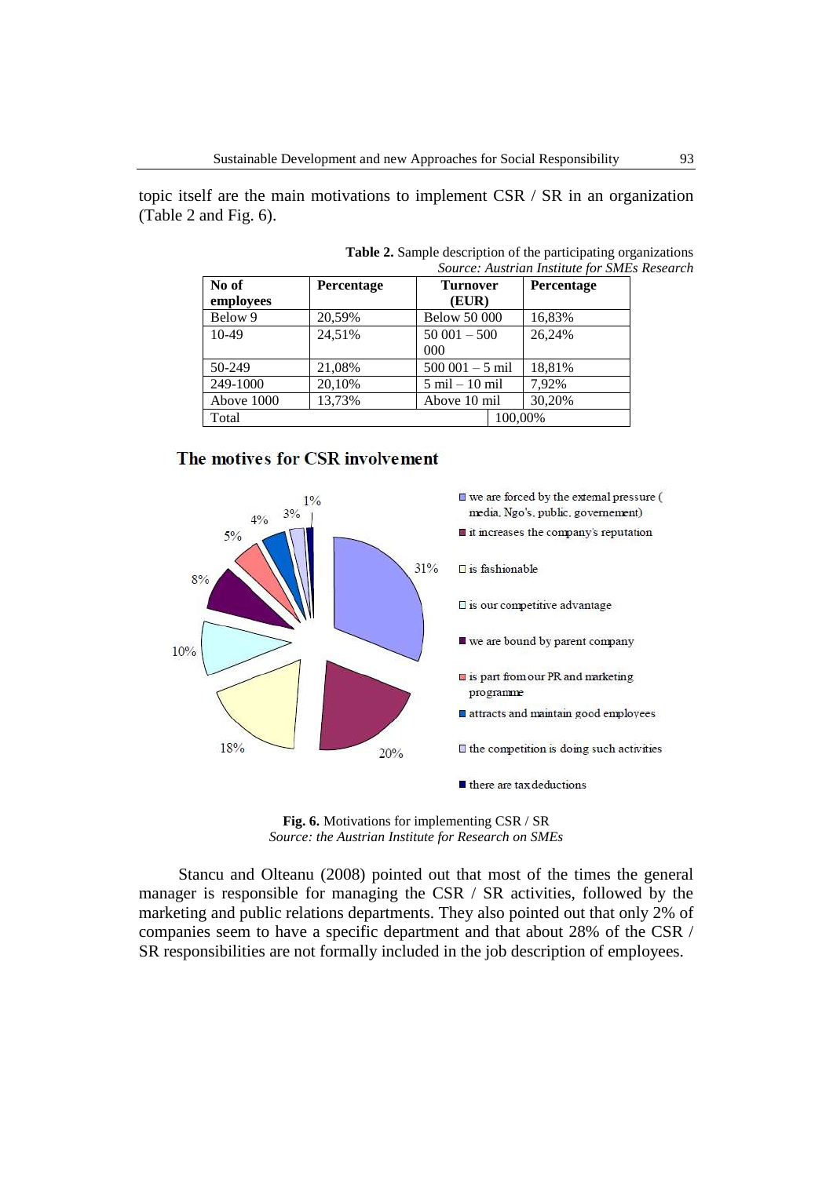topic itself are the main motivations to implement CSR / SR in an organization (Table 2 and Fig. 6).

**Table 2.** Sample description of the participating organizations
*Source: Austrian Institute for SMEs Research*

| No of employees | Percentage | Turnover (EUR) | Percentage |
|---|---|---|---|
| Below 9 | 20,59% | Below 50 000 | 16,83% |
| 10-49 | 24,51% | 50 001 – 500 000 | 26,24% |
| 50-249 | 21,08% | 500 001 – 5 mil | 18,81% |
| 249-1000 | 20,10% | 5 mil – 10 mil | 7,92% |
| Above 1000 | 13,73% | Above 10 mil | 30,20% |
| Total | | 100,00% | |

**The motives for CSR involvement**

**Fig. 6.** Motivations for implementing CSR / SR
*Source: the Austrian Institute for Research on SMEs*

Stancu and Olteanu (2008) pointed out that most of the times the general manager is responsible for managing the CSR / SR activities, followed by the marketing and public relations departments. They also pointed out that only 2% of companies seem to have a specific department and that about 28% of the CSR / SR responsibilities are not formally included in the job description of employees.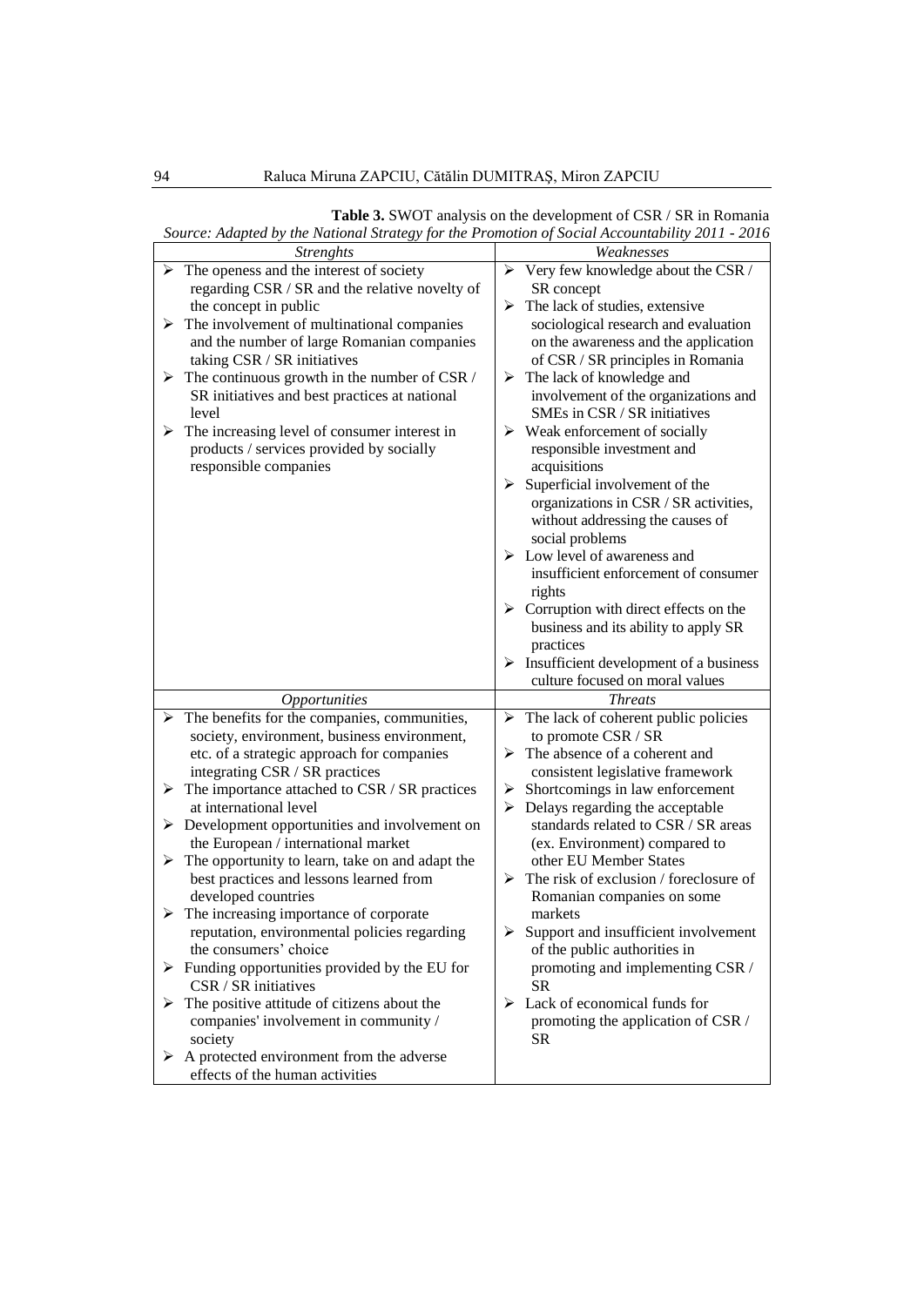**Table 3.** SWOT analysis on the development of CSR / SR in Romania

*Source: Adapted by the National Strategy for the Promotion of Social Accountability 2011 - 2016*

| *Strenghts* | *Weaknesses* |
|---|---|
| ➢ The openess and the interest of society regarding CSR / SR and the relative novelty of the concept in public<br>➢ The involvement of multinational companies and the number of large Romanian companies taking CSR / SR initiatives<br>➢ The continuous growth in the number of CSR / SR initiatives and best practices at national level<br>➢ The increasing level of consumer interest in products / services provided by socially responsible companies | ➢ Very few knowledge about the CSR / SR concept<br>➢ The lack of studies, extensive sociological research and evaluation on the awareness and the application of CSR / SR principles in Romania<br>➢ The lack of knowledge and involvement of the organizations and SMEs in CSR / SR initiatives<br>➢ Weak enforcement of socially responsible investment and acquisitions<br>➢ Superficial involvement of the organizations in CSR / SR activities, without addressing the causes of social problems<br>➢ Low level of awareness and insufficient enforcement of consumer rights<br>➢ Corruption with direct effects on the business and its ability to apply SR practices<br>➢ Insufficient development of a business culture focused on moral values |
| *Opportunities* | *Threats* |
| ➢ The benefits for the companies, communities, society, environment, business environment, etc. of a strategic approach for companies integrating CSR / SR practices<br>➢ The importance attached to CSR / SR practices at international level<br>➢ Development opportunities and involvement on the European / international market<br>➢ The opportunity to learn, take on and adapt the best practices and lessons learned from developed countries<br>➢ The increasing importance of corporate reputation, environmental policies regarding the consumers' choice<br>➢ Funding opportunities provided by the EU for CSR / SR initiatives<br>➢ The positive attitude of citizens about the companies' involvement in community / society<br>➢ A protected environment from the adverse effects of the human activities | ➢ The lack of coherent public policies to promote CSR / SR<br>➢ The absence of a coherent and consistent legislative framework<br>➢ Shortcomings in law enforcement<br>➢ Delays regarding the acceptable standards related to CSR / SR areas (ex. Environment) compared to other EU Member States<br>➢ The risk of exclusion / foreclosure of Romanian companies on some markets<br>➢ Support and insufficient involvement of the public authorities in promoting and implementing CSR / SR<br>➢ Lack of economical funds for promoting the application of CSR / SR |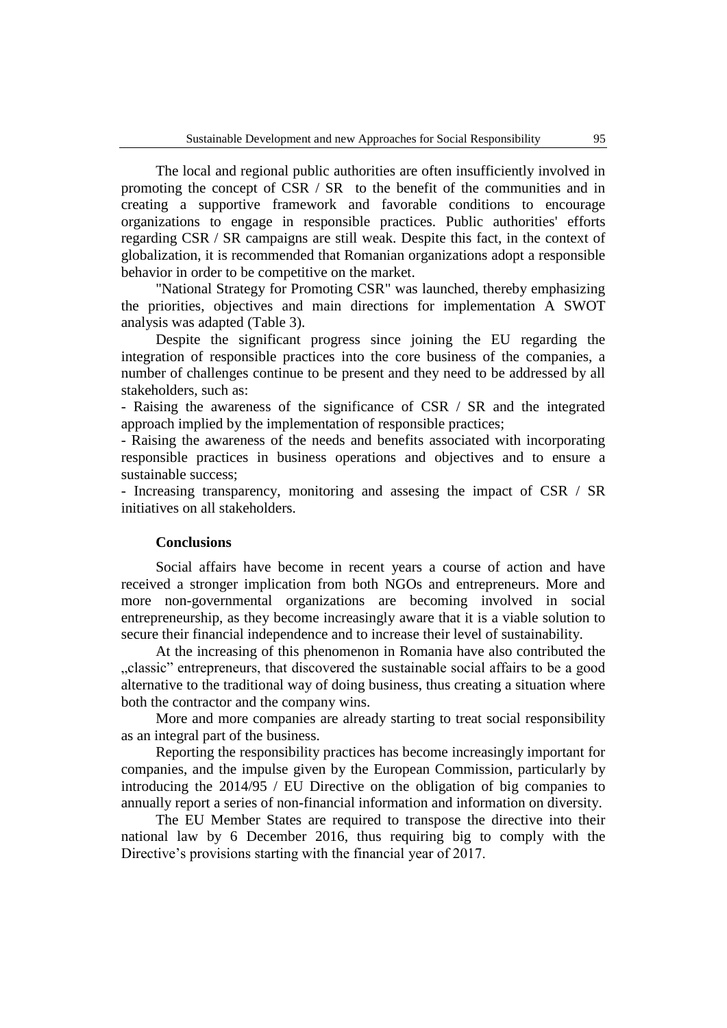The local and regional public authorities are often insufficiently involved in promoting the concept of CSR / SR to the benefit of the communities and in creating a supportive framework and favorable conditions to encourage organizations to engage in responsible practices. Public authorities' efforts regarding CSR / SR campaigns are still weak. Despite this fact, in the context of globalization, it is recommended that Romanian organizations adopt a responsible behavior in order to be competitive on the market.

"National Strategy for Promoting CSR" was launched, thereby emphasizing the priorities, objectives and main directions for implementation A SWOT analysis was adapted (Table 3).

Despite the significant progress since joining the EU regarding the integration of responsible practices into the core business of the companies, a number of challenges continue to be present and they need to be addressed by all stakeholders, such as:

- Raising the awareness of the significance of CSR / SR and the integrated approach implied by the implementation of responsible practices;
- Raising the awareness of the needs and benefits associated with incorporating responsible practices in business operations and objectives and to ensure a sustainable success;
- Increasing transparency, monitoring and assesing the impact of CSR / SR initiatives on all stakeholders.

**Conclusions**

Social affairs have become in recent years a course of action and have received a stronger implication from both NGOs and entrepreneurs. More and more non-governmental organizations are becoming involved in social entrepreneurship, as they become increasingly aware that it is a viable solution to secure their financial independence and to increase their level of sustainability.

At the increasing of this phenomenon in Romania have also contributed the „classic" entrepreneurs, that discovered the sustainable social affairs to be a good alternative to the traditional way of doing business, thus creating a situation where both the contractor and the company wins.

More and more companies are already starting to treat social responsibility as an integral part of the business.

Reporting the responsibility practices has become increasingly important for companies, and the impulse given by the European Commission, particularly by introducing the 2014/95 / EU Directive on the obligation of big companies to annually report a series of non-financial information and information on diversity.

The EU Member States are required to transpose the directive into their national law by 6 December 2016, thus requiring big to comply with the Directive's provisions starting with the financial year of 2017.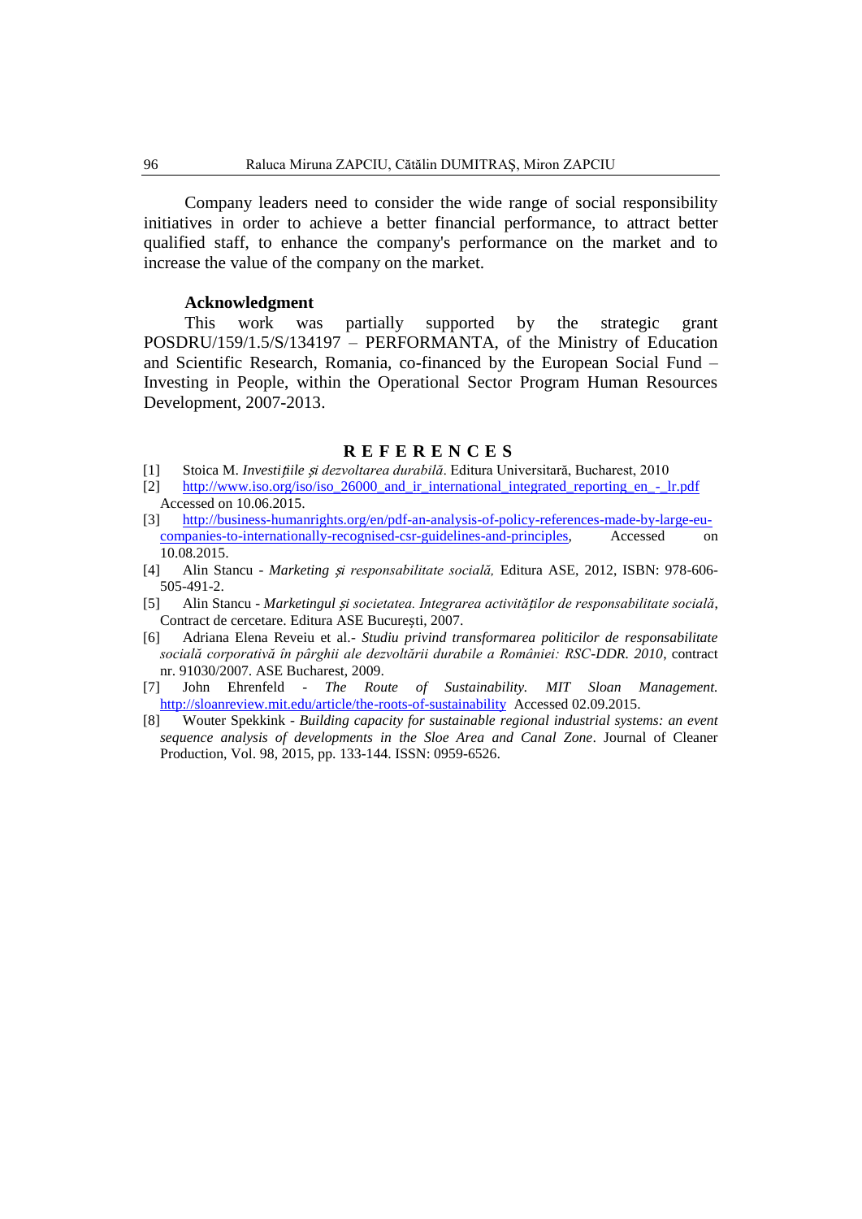Company leaders need to consider the wide range of social responsibility initiatives in order to achieve a better financial performance, to attract better qualified staff, to enhance the company's performance on the market and to increase the value of the company on the market.

**Acknowledgment**

This work was partially supported by the strategic grant POSDRU/159/1.5/S/134197 – PERFORMANTA, of the Ministry of Education and Scientific Research, Romania, co-financed by the European Social Fund – Investing in People, within the Operational Sector Program Human Resources Development, 2007-2013.

## R E F E R E N C E S

[1] Stoica M. *Investiţiile şi dezvoltarea durabilă*. Editura Universitară, Bucharest, 2010

[2] http://www.iso.org/iso/iso_26000_and_ir_international_integrated_reporting_en_-_lr.pdf Accessed on 10.06.2015.

[3] http://business-humanrights.org/en/pdf-an-analysis-of-policy-references-made-by-large-eu-companies-to-internationally-recognised-csr-guidelines-and-principles, Accessed on 10.08.2015.

[4] Alin Stancu - *Marketing şi responsabilitate socială,* Editura ASE, 2012, ISBN: 978-606-505-491-2.

[5] Alin Stancu - *Marketingul şi societatea. Integrarea activităţilor de responsabilitate socială,* Contract de cercetare. Editura ASE Bucureşti, 2007.

[6] Adriana Elena Reveiu et al.- *Studiu privind transformarea politicilor de responsabilitate socială corporativă în pârghii ale dezvoltării durabile a României: RSC-DDR. 2010*, contract nr. 91030/2007. ASE Bucharest, 2009.

[7] John Ehrenfeld - *The Route of Sustainability. MIT Sloan Management.* http://sloanreview.mit.edu/article/the-roots-of-sustainability Accessed 02.09.2015.

[8] Wouter Spekkink - *Building capacity for sustainable regional industrial systems: an event sequence analysis of developments in the Sloe Area and Canal Zone*. Journal of Cleaner Production, Vol. 98, 2015, pp. 133-144. ISSN: 0959-6526.